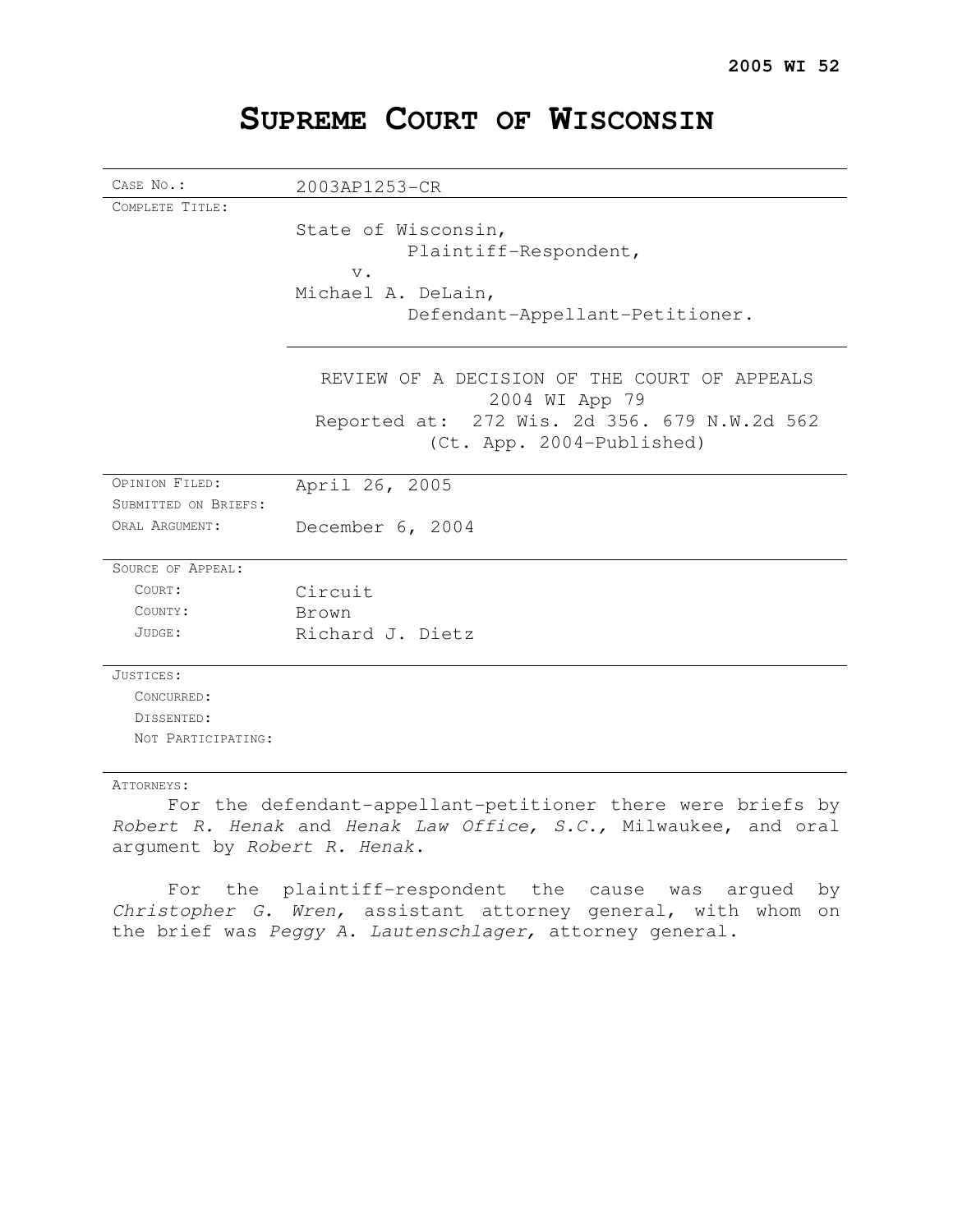**2005 WI 52**

# SUPREME COURT OF WISCONSIN

| | |
|---|---|
| CASE NO.: | 2003AP1253-CR |
| COMPLETE TITLE: | State of Wisconsin,<br>Plaintiff-Respondent,<br>v.<br>Michael A. DeLain,<br>Defendant-Appellant-Petitioner. |
| | REVIEW OF A DECISION OF THE COURT OF APPEALS<br>2004 WI App 79<br>Reported at: 272 Wis. 2d 356. 679 N.W.2d 562<br>(Ct. App. 2004-Published) |
| OPINION FILED: | April 26, 2005 |
| SUBMITTED ON BRIEFS: | |
| ORAL ARGUMENT: | December 6, 2004 |
| SOURCE OF APPEAL: | |
| COURT: | Circuit |
| COUNTY: | Brown |
| JUDGE: | Richard J. Dietz |
| JUSTICES: | |
| CONCURRED: | |
| DISSENTED: | |
| NOT PARTICIPATING: | |

ATTORNEYS:

For the defendant-appellant-petitioner there were briefs by *Robert R. Henak* and *Henak Law Office, S.C.*, Milwaukee, and oral argument by *Robert R. Henak*.

For the plaintiff-respondent the cause was argued by *Christopher G. Wren,* assistant attorney general, with whom on the brief was *Peggy A. Lautenschlager,* attorney general.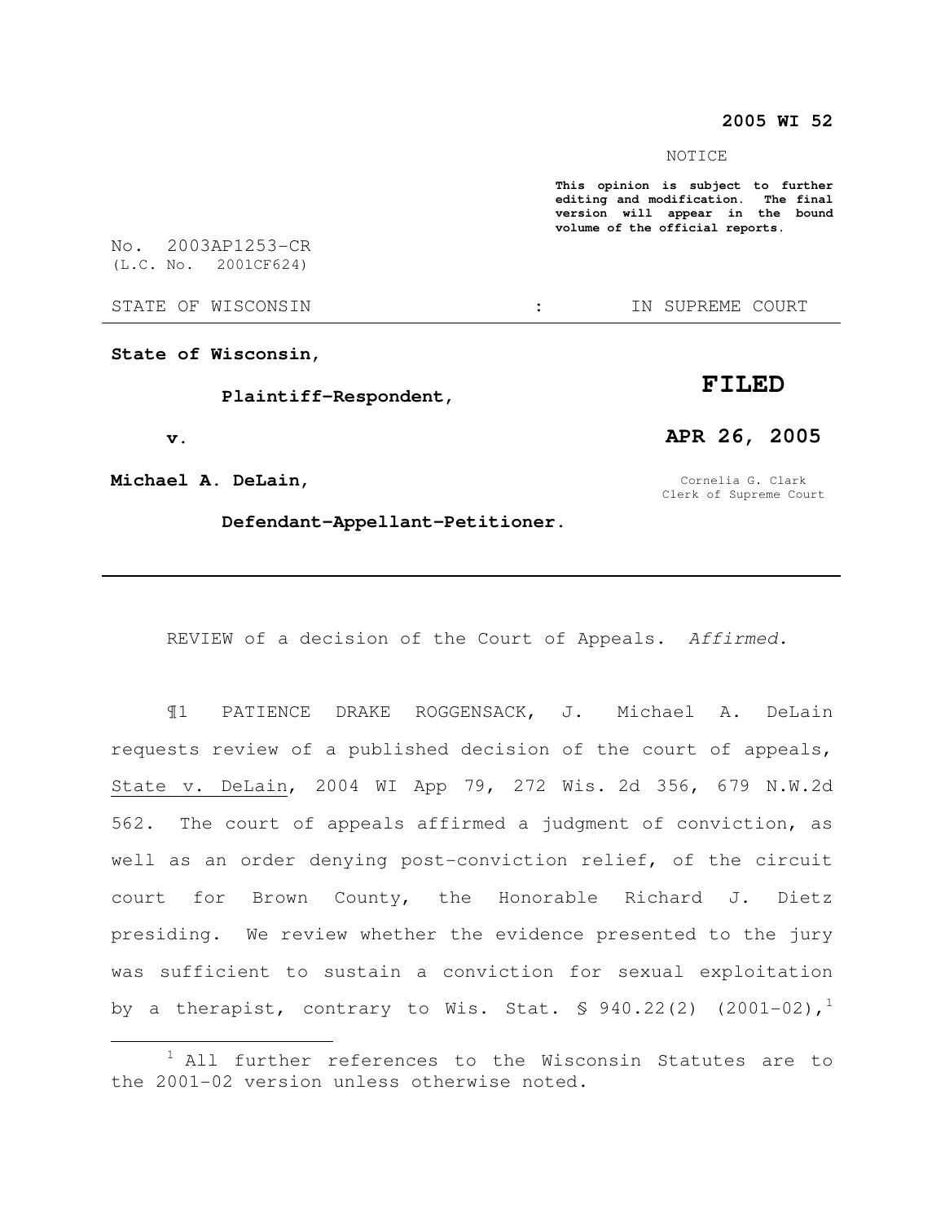**2005 WI 52**

NOTICE

**This opinion is subject to further editing and modification. The final version will appear in the bound volume of the official reports.**

No. 2003AP1253-CR
(L.C. No. 2001CF624)

STATE OF WISCONSIN : IN SUPREME COURT

---

**State of Wisconsin,**

**Plaintiff-Respondent,**

**v.**

**Michael A. DeLain,**

**Defendant-Appellant-Petitioner.**

**FILED**

**APR 26, 2005**

Cornelia G. Clark
Clerk of Supreme Court

---

REVIEW of a decision of the Court of Appeals. *Affirmed.*

¶1 PATIENCE DRAKE ROGGENSACK, J. Michael A. DeLain requests review of a published decision of the court of appeals, State v. DeLain, 2004 WI App 79, 272 Wis. 2d 356, 679 N.W.2d 562. The court of appeals affirmed a judgment of conviction, as well as an order denying post-conviction relief, of the circuit court for Brown County, the Honorable Richard J. Dietz presiding. We review whether the evidence presented to the jury was sufficient to sustain a conviction for sexual exploitation by a therapist, contrary to Wis. Stat. § 940.22(2) (2001-02),[1]

---

[1] All further references to the Wisconsin Statutes are to the 2001-02 version unless otherwise noted.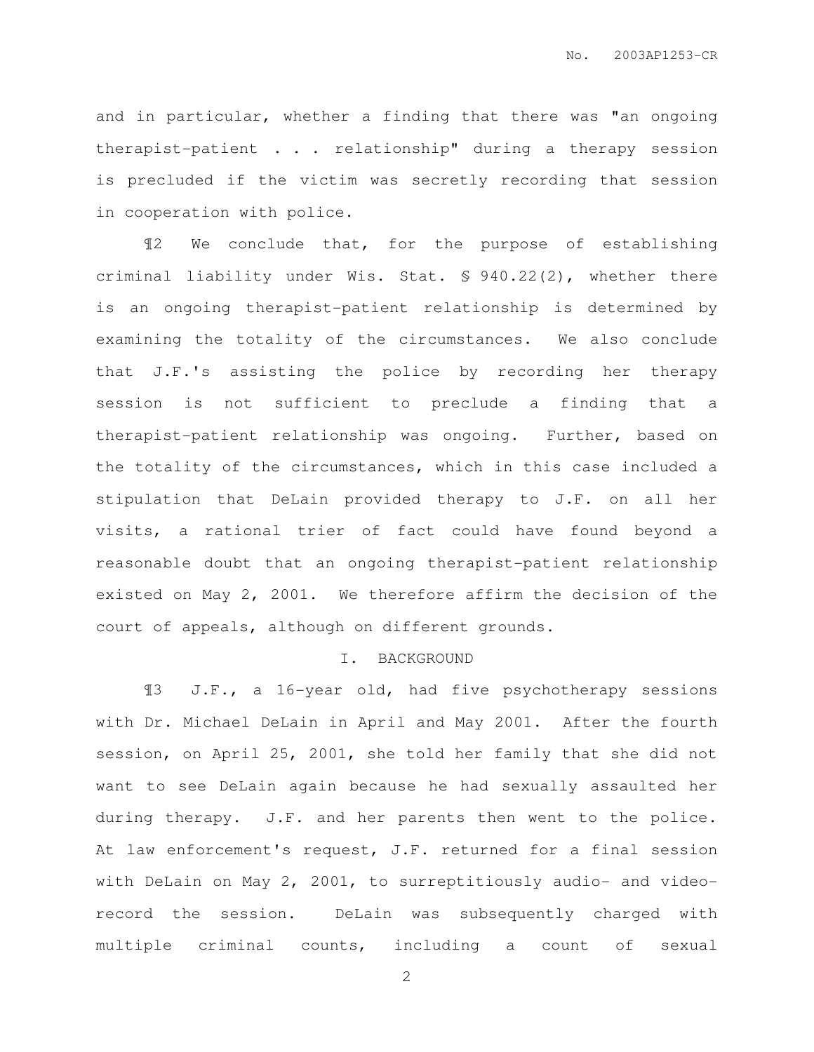and in particular, whether a finding that there was "an ongoing therapist-patient . . . relationship" during a therapy session is precluded if the victim was secretly recording that session in cooperation with police.

¶2 We conclude that, for the purpose of establishing criminal liability under Wis. Stat. § 940.22(2), whether there is an ongoing therapist-patient relationship is determined by examining the totality of the circumstances. We also conclude that J.F.'s assisting the police by recording her therapy session is not sufficient to preclude a finding that a therapist-patient relationship was ongoing. Further, based on the totality of the circumstances, which in this case included a stipulation that DeLain provided therapy to J.F. on all her visits, a rational trier of fact could have found beyond a reasonable doubt that an ongoing therapist-patient relationship existed on May 2, 2001. We therefore affirm the decision of the court of appeals, although on different grounds.

## I. BACKGROUND

¶3 J.F., a 16-year old, had five psychotherapy sessions with Dr. Michael DeLain in April and May 2001. After the fourth session, on April 25, 2001, she told her family that she did not want to see DeLain again because he had sexually assaulted her during therapy. J.F. and her parents then went to the police. At law enforcement's request, J.F. returned for a final session with DeLain on May 2, 2001, to surreptitiously audio- and video-record the session. DeLain was subsequently charged with multiple criminal counts, including a count of sexual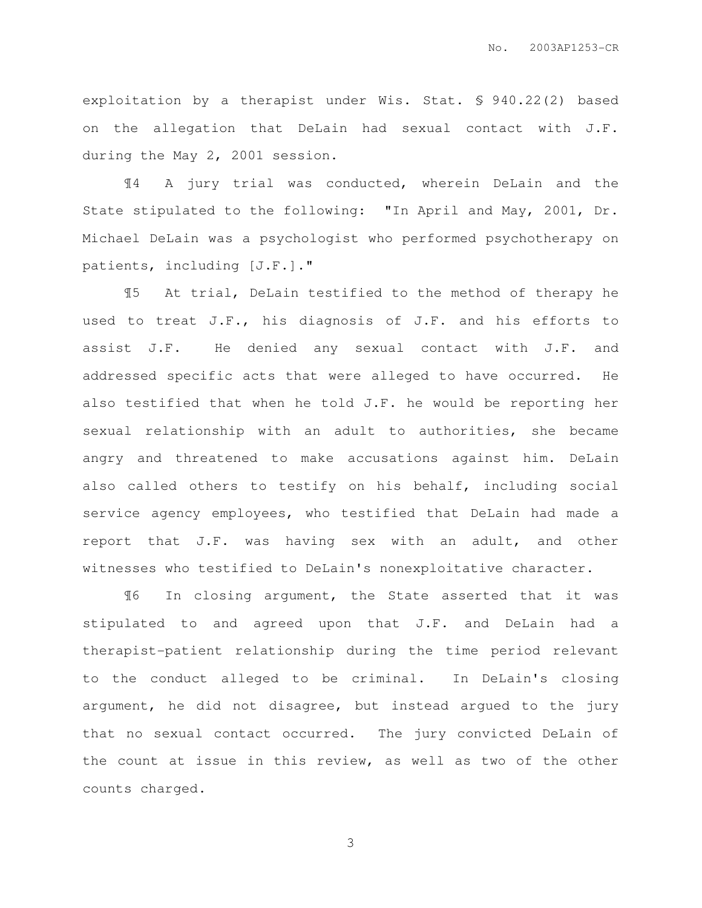exploitation by a therapist under Wis. Stat. § 940.22(2) based on the allegation that DeLain had sexual contact with J.F. during the May 2, 2001 session.

¶4 A jury trial was conducted, wherein DeLain and the State stipulated to the following: "In April and May, 2001, Dr. Michael DeLain was a psychologist who performed psychotherapy on patients, including [J.F.]."

¶5 At trial, DeLain testified to the method of therapy he used to treat J.F., his diagnosis of J.F. and his efforts to assist J.F. He denied any sexual contact with J.F. and addressed specific acts that were alleged to have occurred. He also testified that when he told J.F. he would be reporting her sexual relationship with an adult to authorities, she became angry and threatened to make accusations against him. DeLain also called others to testify on his behalf, including social service agency employees, who testified that DeLain had made a report that J.F. was having sex with an adult, and other witnesses who testified to DeLain's nonexploitative character.

¶6 In closing argument, the State asserted that it was stipulated to and agreed upon that J.F. and DeLain had a therapist-patient relationship during the time period relevant to the conduct alleged to be criminal. In DeLain's closing argument, he did not disagree, but instead argued to the jury that no sexual contact occurred. The jury convicted DeLain of the count at issue in this review, as well as two of the other counts charged.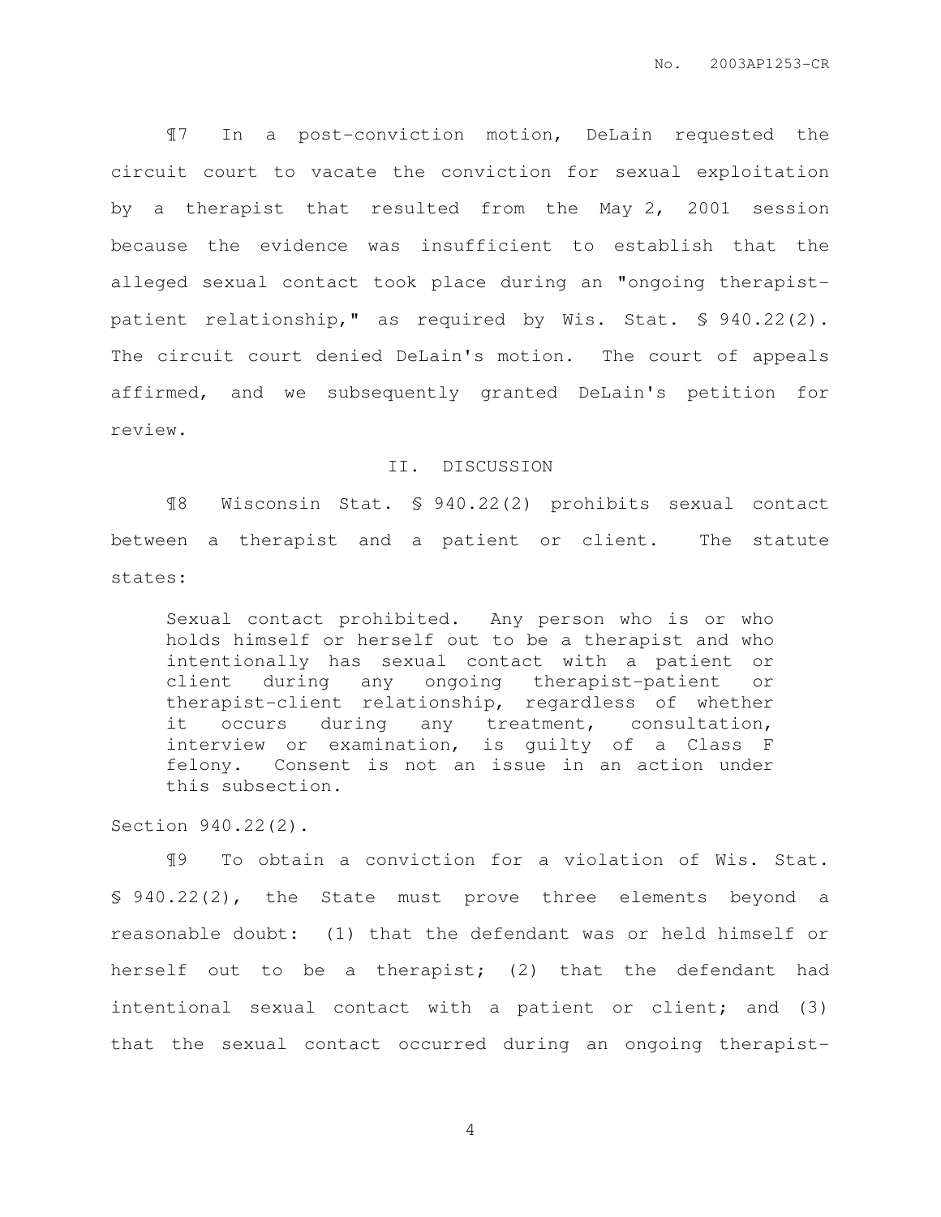¶7 In a post-conviction motion, DeLain requested the circuit court to vacate the conviction for sexual exploitation by a therapist that resulted from the May 2, 2001 session because the evidence was insufficient to establish that the alleged sexual contact took place during an "ongoing therapist-patient relationship," as required by Wis. Stat. § 940.22(2). The circuit court denied DeLain's motion. The court of appeals affirmed, and we subsequently granted DeLain's petition for review.

## II. DISCUSSION

¶8 Wisconsin Stat. § 940.22(2) prohibits sexual contact between a therapist and a patient or client. The statute states:

> Sexual contact prohibited. Any person who is or who holds himself or herself out to be a therapist and who intentionally has sexual contact with a patient or client during any ongoing therapist-patient or therapist-client relationship, regardless of whether it occurs during any treatment, consultation, interview or examination, is guilty of a Class F felony. Consent is not an issue in an action under this subsection.

Section 940.22(2).

¶9 To obtain a conviction for a violation of Wis. Stat. § 940.22(2), the State must prove three elements beyond a reasonable doubt: (1) that the defendant was or held himself or herself out to be a therapist; (2) that the defendant had intentional sexual contact with a patient or client; and (3) that the sexual contact occurred during an ongoing therapist-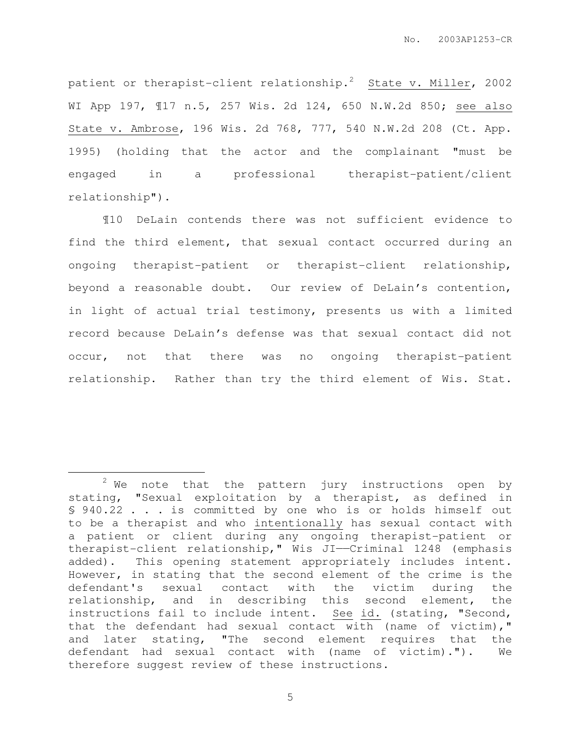patient or therapist-client relationship.[2] State v. Miller, 2002 WI App 197, ¶17 n.5, 257 Wis. 2d 124, 650 N.W.2d 850; see also State v. Ambrose, 196 Wis. 2d 768, 777, 540 N.W.2d 208 (Ct. App. 1995) (holding that the actor and the complainant "must be engaged in a professional therapist-patient/client relationship").

¶10 DeLain contends there was not sufficient evidence to find the third element, that sexual contact occurred during an ongoing therapist-patient or therapist-client relationship, beyond a reasonable doubt. Our review of DeLain's contention, in light of actual trial testimony, presents us with a limited record because DeLain's defense was that sexual contact did not occur, not that there was no ongoing therapist-patient relationship. Rather than try the third element of Wis. Stat.

---

[2] We note that the pattern jury instructions open by stating, "Sexual exploitation by a therapist, as defined in § 940.22 . . . is committed by one who is or holds himself out to be a therapist and who intentionally has sexual contact with a patient or client during any ongoing therapist-patient or therapist-client relationship," Wis JI——Criminal 1248 (emphasis added). This opening statement appropriately includes intent. However, in stating that the second element of the crime is the defendant's sexual contact with the victim during the relationship, and in describing this second element, the instructions fail to include intent. See id. (stating, "Second, that the defendant had sexual contact with (name of victim)," and later stating, "The second element requires that the defendant had sexual contact with (name of victim)."). We therefore suggest review of these instructions.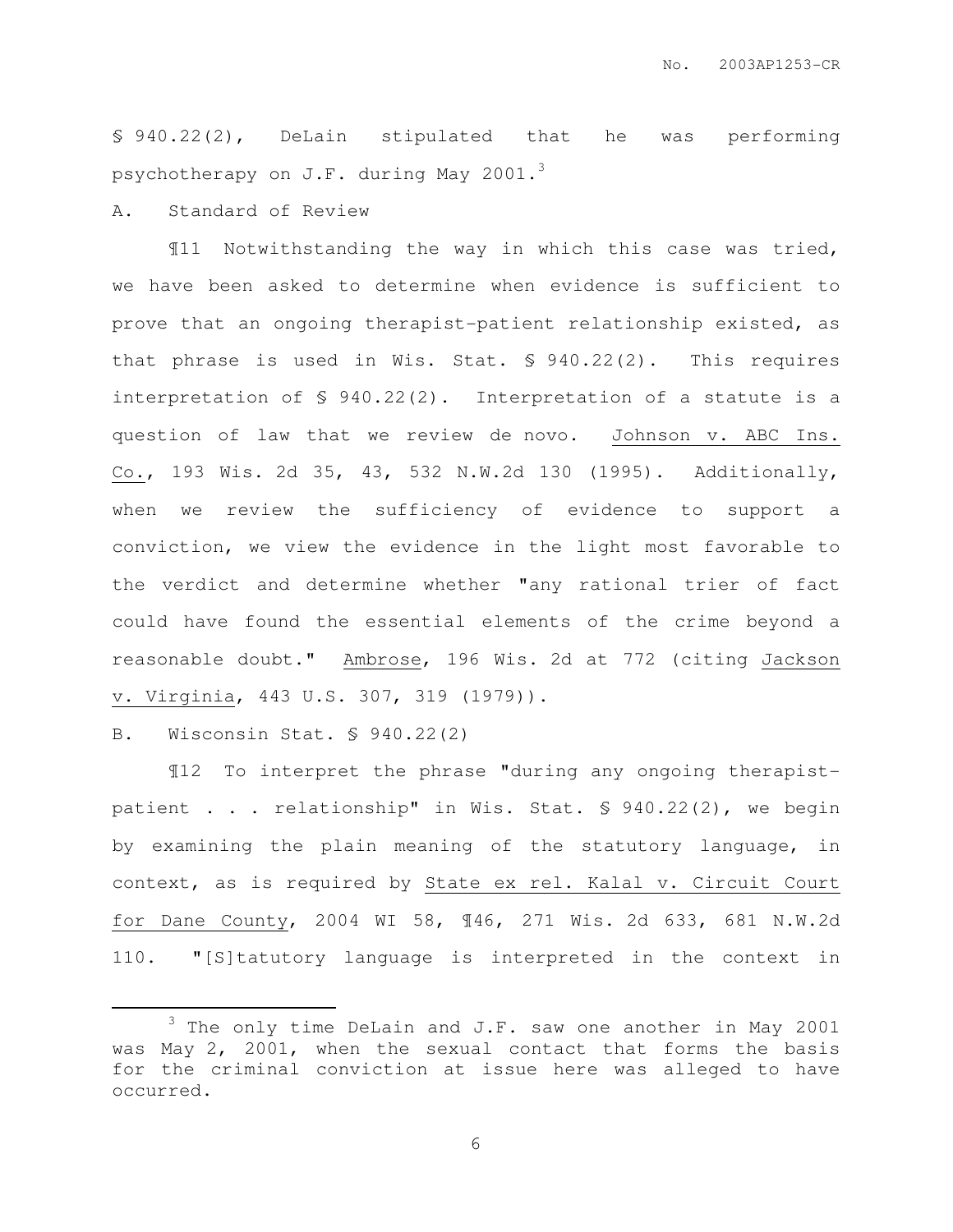§ 940.22(2), DeLain stipulated that he was performing psychotherapy on J.F. during May 2001.[3]

A. Standard of Review

¶11 Notwithstanding the way in which this case was tried, we have been asked to determine when evidence is sufficient to prove that an ongoing therapist-patient relationship existed, as that phrase is used in Wis. Stat. § 940.22(2). This requires interpretation of § 940.22(2). Interpretation of a statute is a question of law that we review de novo. Johnson v. ABC Ins. Co., 193 Wis. 2d 35, 43, 532 N.W.2d 130 (1995). Additionally, when we review the sufficiency of evidence to support a conviction, we view the evidence in the light most favorable to the verdict and determine whether "any rational trier of fact could have found the essential elements of the crime beyond a reasonable doubt." Ambrose, 196 Wis. 2d at 772 (citing Jackson v. Virginia, 443 U.S. 307, 319 (1979)).

B. Wisconsin Stat. § 940.22(2)

¶12 To interpret the phrase "during any ongoing therapist-patient . . . relationship" in Wis. Stat. § 940.22(2), we begin by examining the plain meaning of the statutory language, in context, as is required by State ex rel. Kalal v. Circuit Court for Dane County, 2004 WI 58, ¶46, 271 Wis. 2d 633, 681 N.W.2d 110. "[S]tatutory language is interpreted in the context in

---

[3] The only time DeLain and J.F. saw one another in May 2001 was May 2, 2001, when the sexual contact that forms the basis for the criminal conviction at issue here was alleged to have occurred.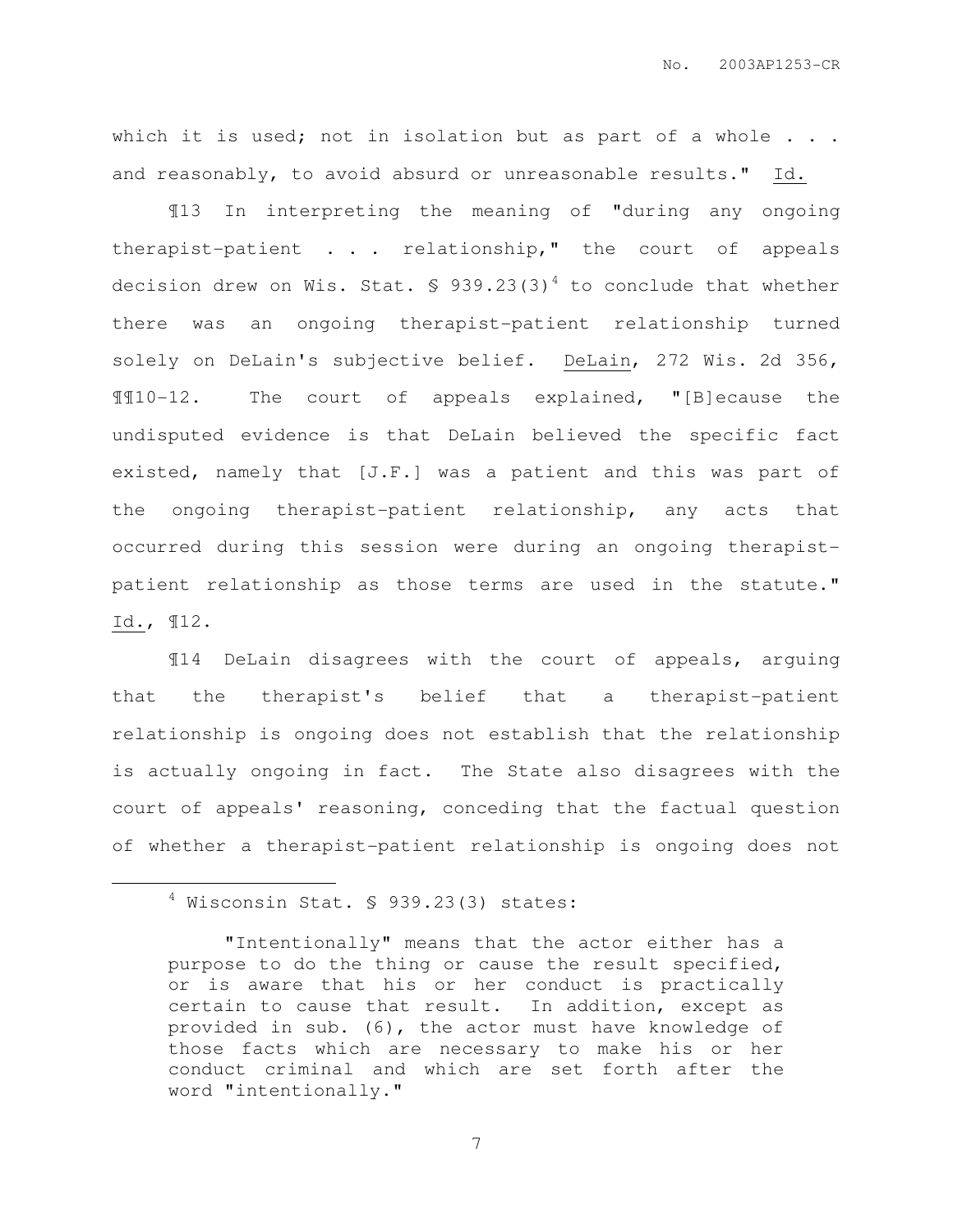which it is used; not in isolation but as part of a whole . . . and reasonably, to avoid absurd or unreasonable results." Id.

¶13 In interpreting the meaning of "during any ongoing therapist-patient . . . relationship," the court of appeals decision drew on Wis. Stat. § 939.23(3)[4] to conclude that whether there was an ongoing therapist-patient relationship turned solely on DeLain's subjective belief. DeLain, 272 Wis. 2d 356, ¶¶10-12. The court of appeals explained, "[B]ecause the undisputed evidence is that DeLain believed the specific fact existed, namely that [J.F.] was a patient and this was part of the ongoing therapist-patient relationship, any acts that occurred during this session were during an ongoing therapist-patient relationship as those terms are used in the statute." Id., ¶12.

¶14 DeLain disagrees with the court of appeals, arguing that the therapist's belief that a therapist-patient relationship is ongoing does not establish that the relationship is actually ongoing in fact. The State also disagrees with the court of appeals' reasoning, conceding that the factual question of whether a therapist-patient relationship is ongoing does not

---

[4] Wisconsin Stat. § 939.23(3) states:

> "Intentionally" means that the actor either has a purpose to do the thing or cause the result specified, or is aware that his or her conduct is practically certain to cause that result. In addition, except as provided in sub. (6), the actor must have knowledge of those facts which are necessary to make his or her conduct criminal and which are set forth after the word "intentionally."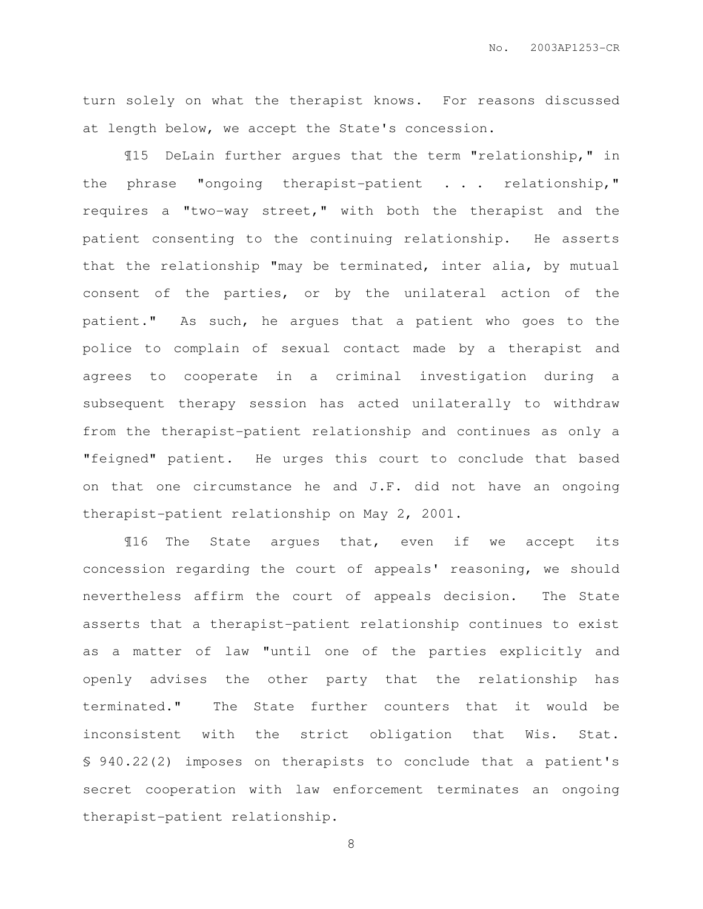turn solely on what the therapist knows. For reasons discussed at length below, we accept the State's concession.

¶15 DeLain further argues that the term "relationship," in the phrase "ongoing therapist-patient . . . relationship," requires a "two-way street," with both the therapist and the patient consenting to the continuing relationship. He asserts that the relationship "may be terminated, inter alia, by mutual consent of the parties, or by the unilateral action of the patient." As such, he argues that a patient who goes to the police to complain of sexual contact made by a therapist and agrees to cooperate in a criminal investigation during a subsequent therapy session has acted unilaterally to withdraw from the therapist-patient relationship and continues as only a "feigned" patient. He urges this court to conclude that based on that one circumstance he and J.F. did not have an ongoing therapist-patient relationship on May 2, 2001.

¶16 The State argues that, even if we accept its concession regarding the court of appeals' reasoning, we should nevertheless affirm the court of appeals decision. The State asserts that a therapist-patient relationship continues to exist as a matter of law "until one of the parties explicitly and openly advises the other party that the relationship has terminated." The State further counters that it would be inconsistent with the strict obligation that Wis. Stat. § 940.22(2) imposes on therapists to conclude that a patient's secret cooperation with law enforcement terminates an ongoing therapist-patient relationship.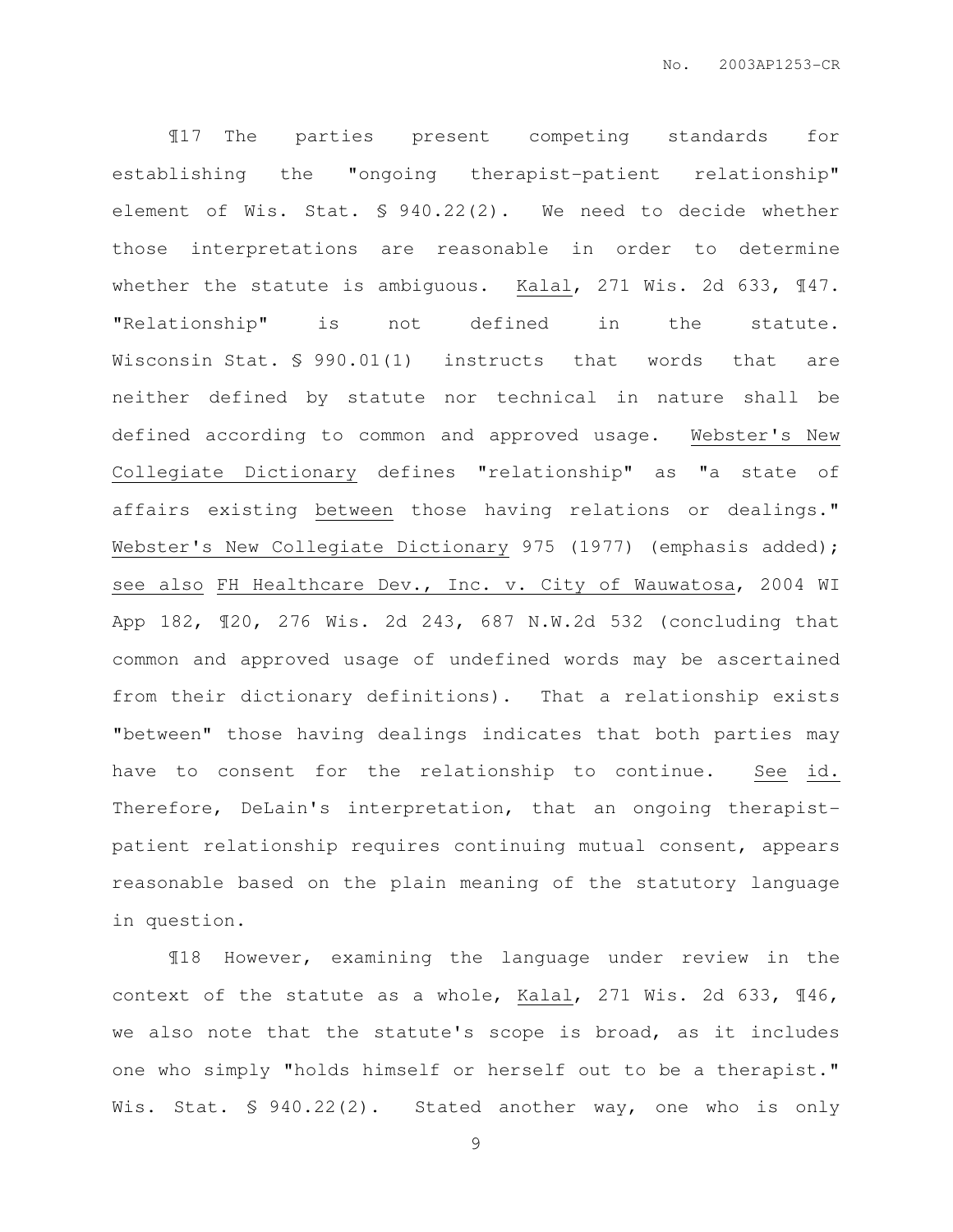¶17 The parties present competing standards for establishing the "ongoing therapist-patient relationship" element of Wis. Stat. § 940.22(2). We need to decide whether those interpretations are reasonable in order to determine whether the statute is ambiguous. Kalal, 271 Wis. 2d 633, ¶47. "Relationship" is not defined in the statute. Wisconsin Stat. § 990.01(1) instructs that words that are neither defined by statute nor technical in nature shall be defined according to common and approved usage. Webster's New Collegiate Dictionary defines "relationship" as "a state of affairs existing between those having relations or dealings." Webster's New Collegiate Dictionary 975 (1977) (emphasis added); see also FH Healthcare Dev., Inc. v. City of Wauwatosa, 2004 WI App 182, ¶20, 276 Wis. 2d 243, 687 N.W.2d 532 (concluding that common and approved usage of undefined words may be ascertained from their dictionary definitions). That a relationship exists "between" those having dealings indicates that both parties may have to consent for the relationship to continue. See id. Therefore, DeLain's interpretation, that an ongoing therapist-patient relationship requires continuing mutual consent, appears reasonable based on the plain meaning of the statutory language in question.

¶18 However, examining the language under review in the context of the statute as a whole, Kalal, 271 Wis. 2d 633, ¶46, we also note that the statute's scope is broad, as it includes one who simply "holds himself or herself out to be a therapist." Wis. Stat. § 940.22(2). Stated another way, one who is only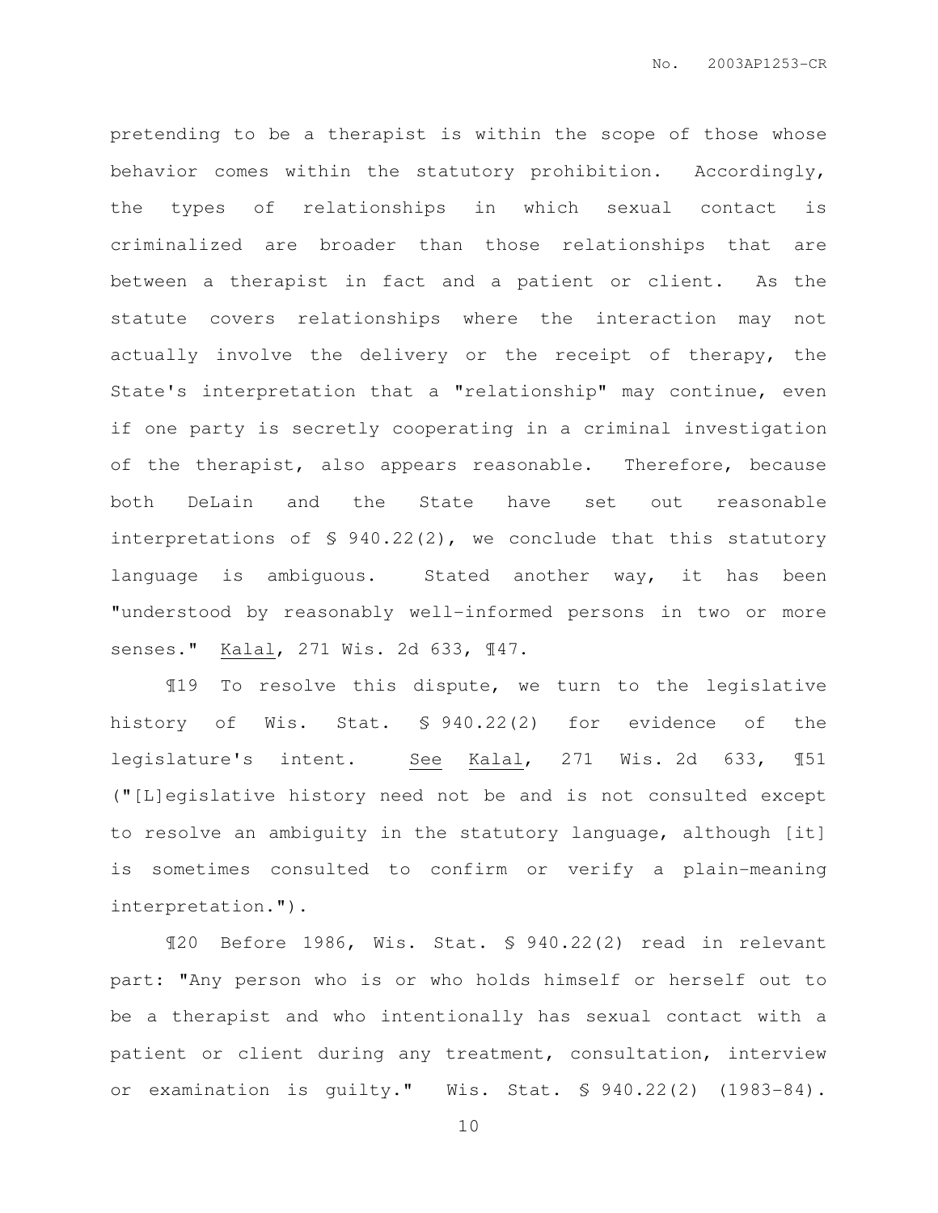pretending to be a therapist is within the scope of those whose behavior comes within the statutory prohibition. Accordingly, the types of relationships in which sexual contact is criminalized are broader than those relationships that are between a therapist in fact and a patient or client. As the statute covers relationships where the interaction may not actually involve the delivery or the receipt of therapy, the State's interpretation that a "relationship" may continue, even if one party is secretly cooperating in a criminal investigation of the therapist, also appears reasonable. Therefore, because both DeLain and the State have set out reasonable interpretations of § 940.22(2), we conclude that this statutory language is ambiguous. Stated another way, it has been "understood by reasonably well-informed persons in two or more senses." Kalal, 271 Wis. 2d 633, ¶47.

¶19 To resolve this dispute, we turn to the legislative history of Wis. Stat. § 940.22(2) for evidence of the legislature's intent. See Kalal, 271 Wis. 2d 633, ¶51 ("[L]egislative history need not be and is not consulted except to resolve an ambiguity in the statutory language, although [it] is sometimes consulted to confirm or verify a plain-meaning interpretation.").

¶20 Before 1986, Wis. Stat. § 940.22(2) read in relevant part: "Any person who is or who holds himself or herself out to be a therapist and who intentionally has sexual contact with a patient or client during any treatment, consultation, interview or examination is guilty." Wis. Stat. § 940.22(2) (1983-84).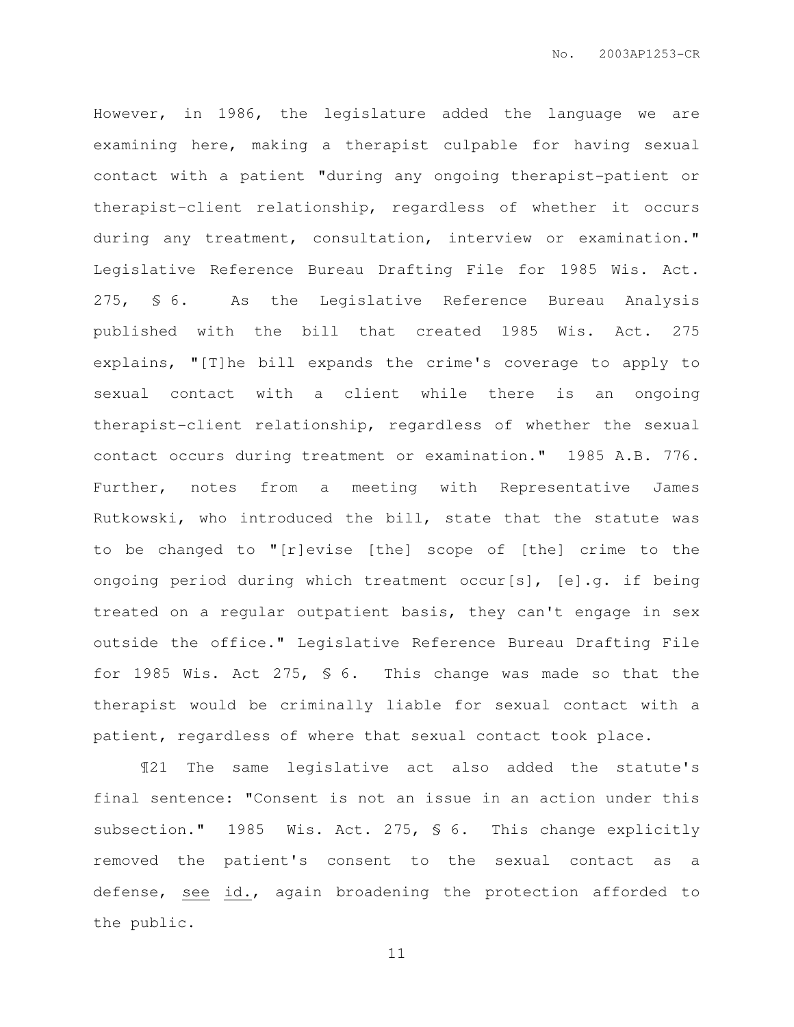However, in 1986, the legislature added the language we are examining here, making a therapist culpable for having sexual contact with a patient "during any ongoing therapist-patient or therapist-client relationship, regardless of whether it occurs during any treatment, consultation, interview or examination." Legislative Reference Bureau Drafting File for 1985 Wis. Act. 275, § 6. As the Legislative Reference Bureau Analysis published with the bill that created 1985 Wis. Act. 275 explains, "[T]he bill expands the crime's coverage to apply to sexual contact with a client while there is an ongoing therapist-client relationship, regardless of whether the sexual contact occurs during treatment or examination." 1985 A.B. 776. Further, notes from a meeting with Representative James Rutkowski, who introduced the bill, state that the statute was to be changed to "[r]evise [the] scope of [the] crime to the ongoing period during which treatment occur[s], [e].g. if being treated on a regular outpatient basis, they can't engage in sex outside the office." Legislative Reference Bureau Drafting File for 1985 Wis. Act 275, § 6. This change was made so that the therapist would be criminally liable for sexual contact with a patient, regardless of where that sexual contact took place.

¶21 The same legislative act also added the statute's final sentence: "Consent is not an issue in an action under this subsection." 1985 Wis. Act. 275, § 6. This change explicitly removed the patient's consent to the sexual contact as a defense, see id., again broadening the protection afforded to the public.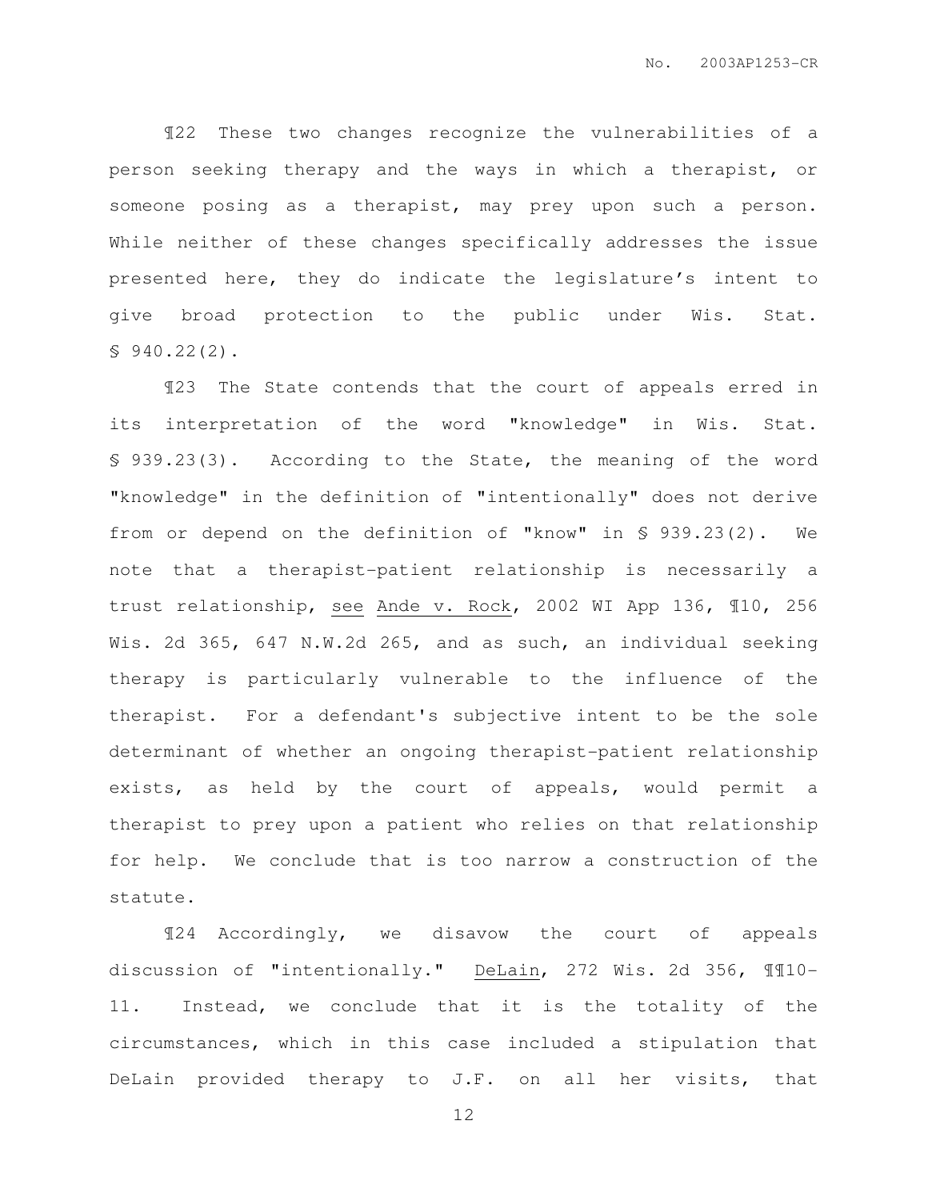¶22 These two changes recognize the vulnerabilities of a person seeking therapy and the ways in which a therapist, or someone posing as a therapist, may prey upon such a person. While neither of these changes specifically addresses the issue presented here, they do indicate the legislature's intent to give broad protection to the public under Wis. Stat. § 940.22(2).

¶23 The State contends that the court of appeals erred in its interpretation of the word "knowledge" in Wis. Stat. § 939.23(3). According to the State, the meaning of the word "knowledge" in the definition of "intentionally" does not derive from or depend on the definition of "know" in § 939.23(2). We note that a therapist-patient relationship is necessarily a trust relationship, see Ande v. Rock, 2002 WI App 136, ¶10, 256 Wis. 2d 365, 647 N.W.2d 265, and as such, an individual seeking therapy is particularly vulnerable to the influence of the therapist. For a defendant's subjective intent to be the sole determinant of whether an ongoing therapist-patient relationship exists, as held by the court of appeals, would permit a therapist to prey upon a patient who relies on that relationship for help. We conclude that is too narrow a construction of the statute.

¶24 Accordingly, we disavow the court of appeals discussion of "intentionally." DeLain, 272 Wis. 2d 356, ¶¶10-11. Instead, we conclude that it is the totality of the circumstances, which in this case included a stipulation that DeLain provided therapy to J.F. on all her visits, that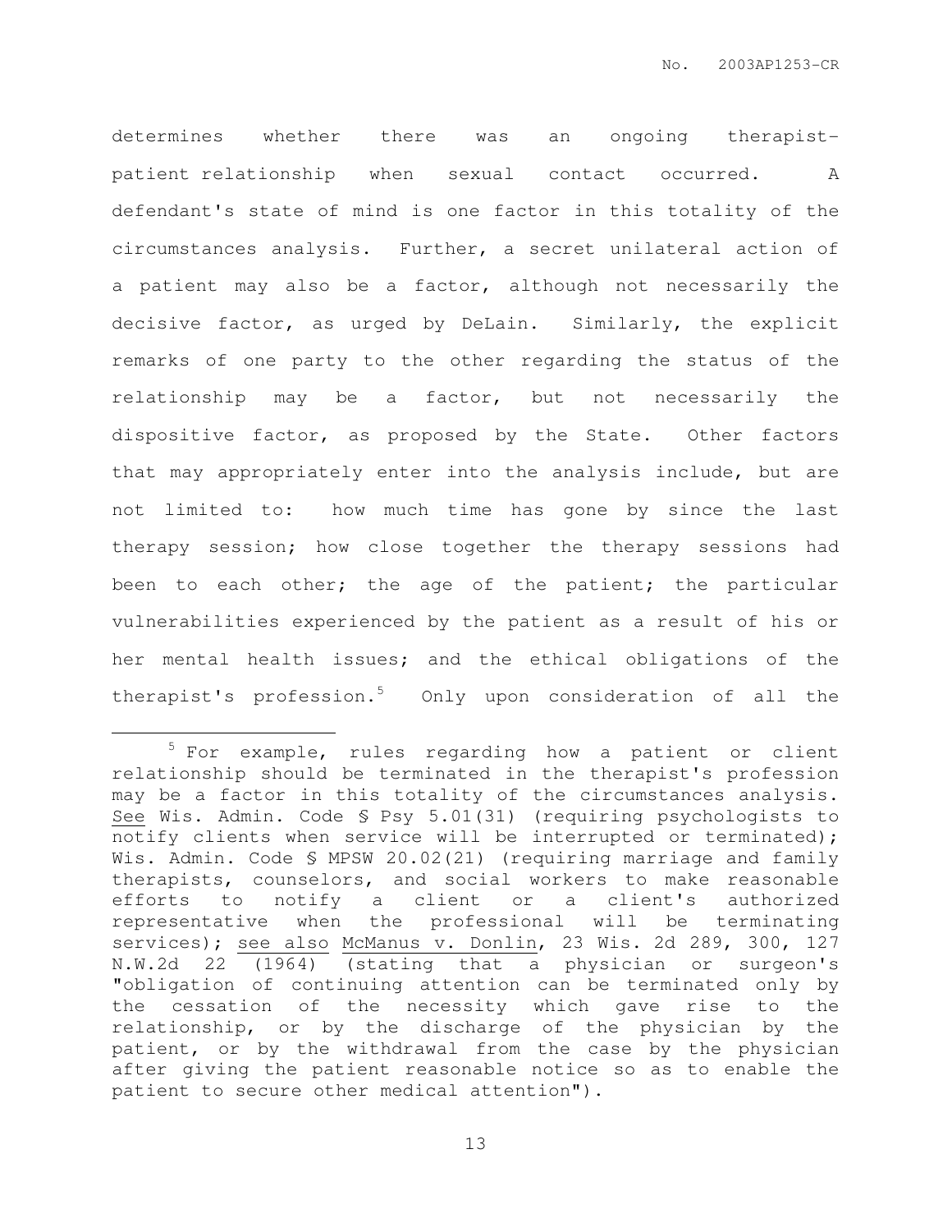determines whether there was an ongoing therapist-patient relationship when sexual contact occurred. A defendant's state of mind is one factor in this totality of the circumstances analysis. Further, a secret unilateral action of a patient may also be a factor, although not necessarily the decisive factor, as urged by DeLain. Similarly, the explicit remarks of one party to the other regarding the status of the relationship may be a factor, but not necessarily the dispositive factor, as proposed by the State. Other factors that may appropriately enter into the analysis include, but are not limited to: how much time has gone by since the last therapy session; how close together the therapy sessions had been to each other; the age of the patient; the particular vulnerabilities experienced by the patient as a result of his or her mental health issues; and the ethical obligations of the therapist's profession.[5] Only upon consideration of all the

---

[5] For example, rules regarding how a patient or client relationship should be terminated in the therapist's profession may be a factor in this totality of the circumstances analysis. See Wis. Admin. Code § Psy 5.01(31) (requiring psychologists to notify clients when service will be interrupted or terminated); Wis. Admin. Code § MPSW 20.02(21) (requiring marriage and family therapists, counselors, and social workers to make reasonable efforts to notify a client or a client's authorized representative when the professional will be terminating services); see also McManus v. Donlin, 23 Wis. 2d 289, 300, 127 N.W.2d 22 (1964) (stating that a physician or surgeon's "obligation of continuing attention can be terminated only by the cessation of the necessity which gave rise to the relationship, or by the discharge of the physician by the patient, or by the withdrawal from the case by the physician after giving the patient reasonable notice so as to enable the patient to secure other medical attention").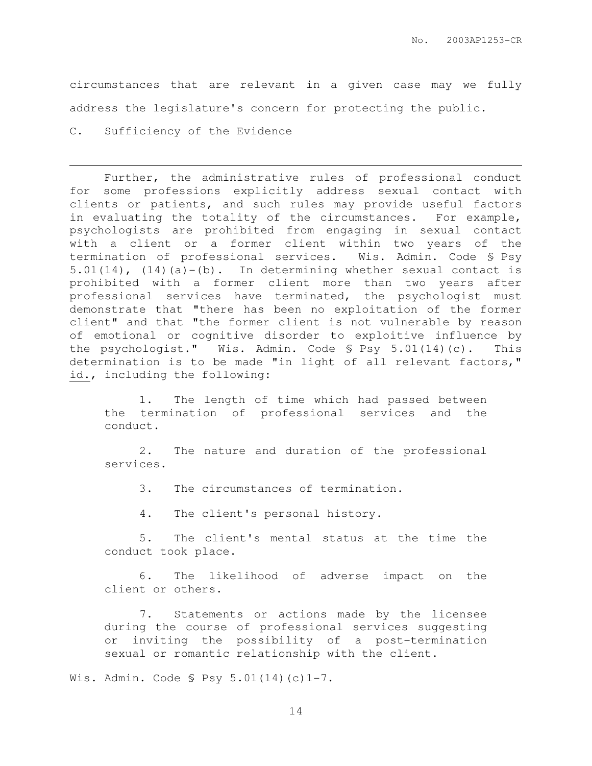circumstances that are relevant in a given case may we fully address the legislature's concern for protecting the public.

C. Sufficiency of the Evidence

---

Further, the administrative rules of professional conduct for some professions explicitly address sexual contact with clients or patients, and such rules may provide useful factors in evaluating the totality of the circumstances. For example, psychologists are prohibited from engaging in sexual contact with a client or a former client within two years of the termination of professional services. Wis. Admin. Code § Psy 5.01(14), (14)(a)-(b). In determining whether sexual contact is prohibited with a former client more than two years after professional services have terminated, the psychologist must demonstrate that "there has been no exploitation of the former client" and that "the former client is not vulnerable by reason of emotional or cognitive disorder to exploitive influence by the psychologist." Wis. Admin. Code § Psy 5.01(14)(c). This determination is to be made "in light of all relevant factors," id., including the following:

> 1. The length of time which had passed between the termination of professional services and the conduct.
>
> 2. The nature and duration of the professional services.
>
> 3. The circumstances of termination.
>
> 4. The client's personal history.
>
> 5. The client's mental status at the time the conduct took place.
>
> 6. The likelihood of adverse impact on the client or others.
>
> 7. Statements or actions made by the licensee during the course of professional services suggesting or inviting the possibility of a post-termination sexual or romantic relationship with the client.

Wis. Admin. Code § Psy 5.01(14)(c)1-7.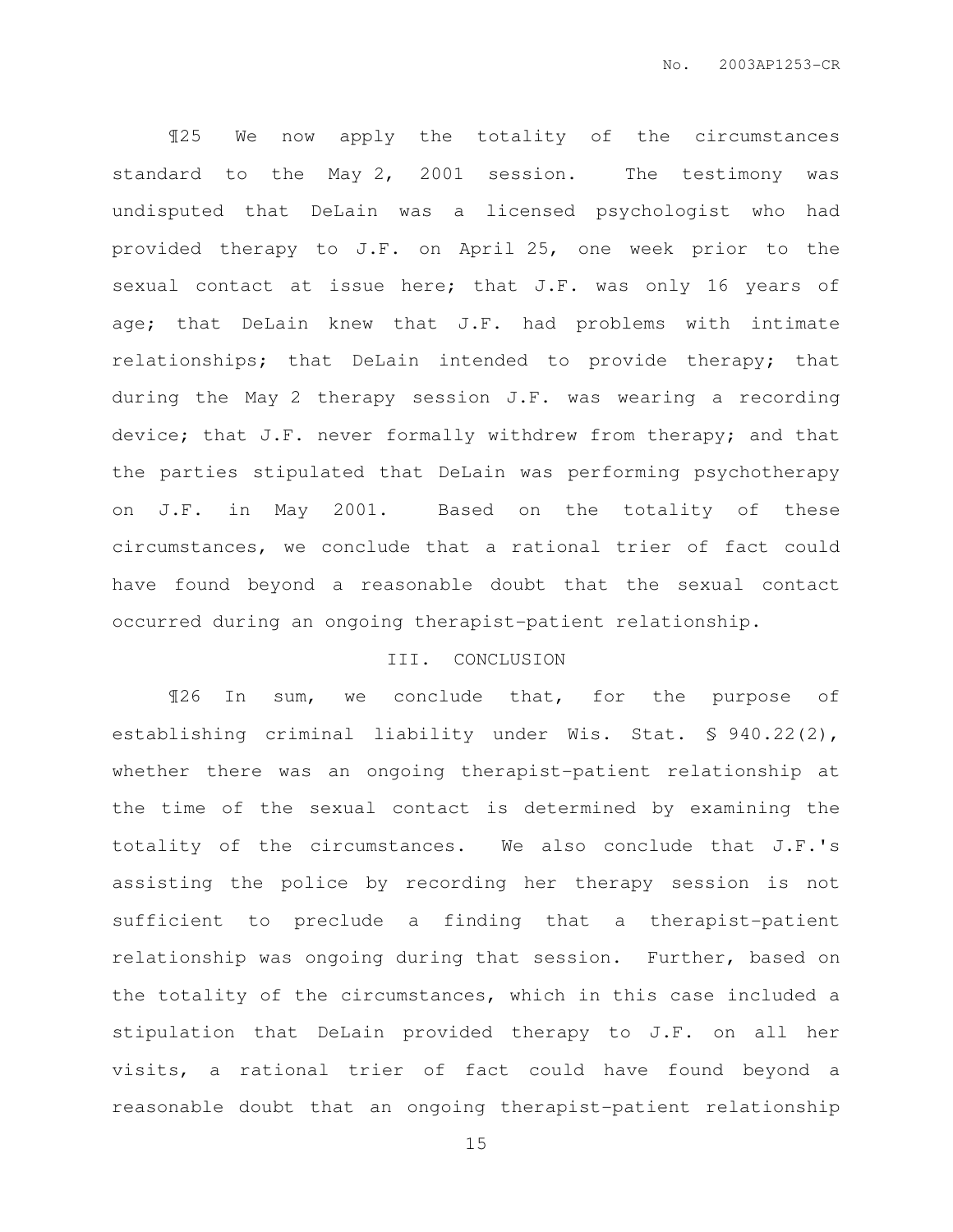¶25 We now apply the totality of the circumstances standard to the May 2, 2001 session. The testimony was undisputed that DeLain was a licensed psychologist who had provided therapy to J.F. on April 25, one week prior to the sexual contact at issue here; that J.F. was only 16 years of age; that DeLain knew that J.F. had problems with intimate relationships; that DeLain intended to provide therapy; that during the May 2 therapy session J.F. was wearing a recording device; that J.F. never formally withdrew from therapy; and that the parties stipulated that DeLain was performing psychotherapy on J.F. in May 2001. Based on the totality of these circumstances, we conclude that a rational trier of fact could have found beyond a reasonable doubt that the sexual contact occurred during an ongoing therapist-patient relationship.

## III. CONCLUSION

¶26 In sum, we conclude that, for the purpose of establishing criminal liability under Wis. Stat. § 940.22(2), whether there was an ongoing therapist-patient relationship at the time of the sexual contact is determined by examining the totality of the circumstances. We also conclude that J.F.'s assisting the police by recording her therapy session is not sufficient to preclude a finding that a therapist-patient relationship was ongoing during that session. Further, based on the totality of the circumstances, which in this case included a stipulation that DeLain provided therapy to J.F. on all her visits, a rational trier of fact could have found beyond a reasonable doubt that an ongoing therapist-patient relationship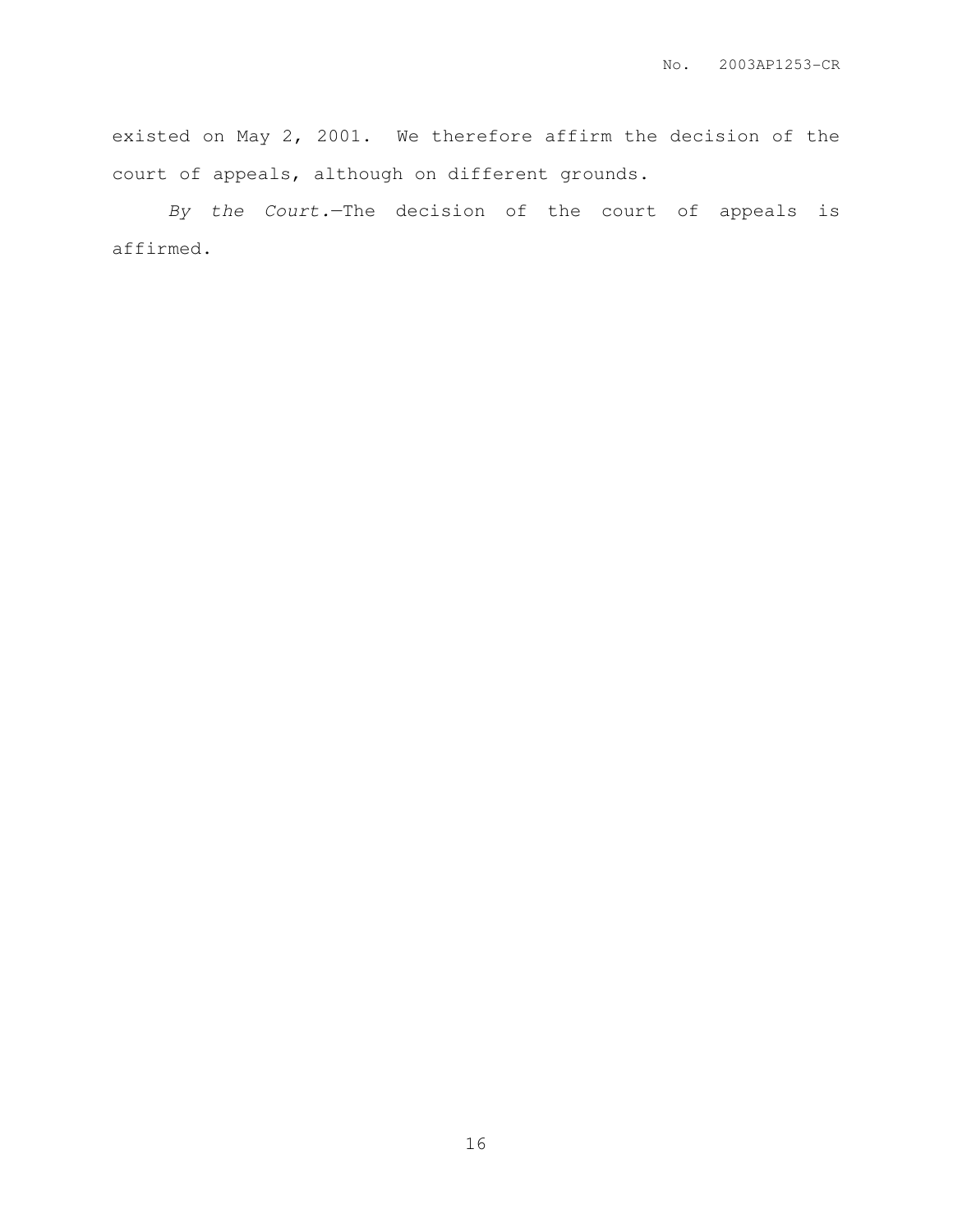existed on May 2, 2001. We therefore affirm the decision of the court of appeals, although on different grounds.

*By the Court.*—The decision of the court of appeals is affirmed.